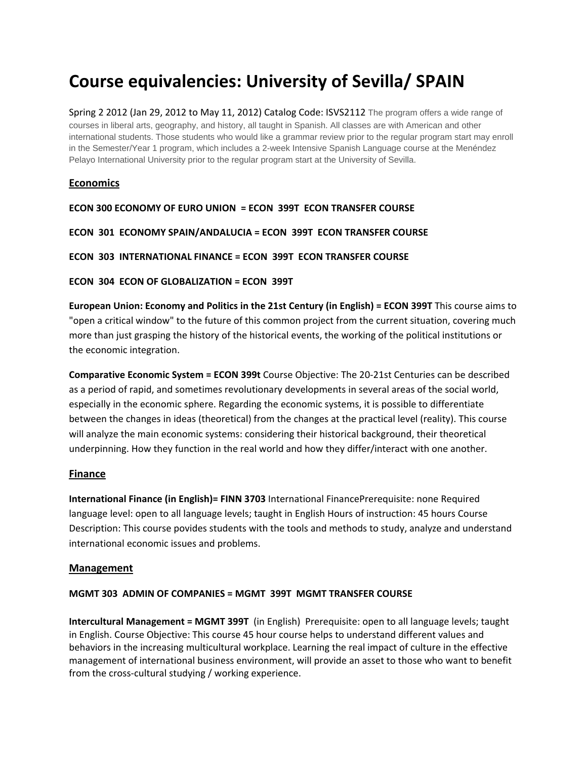# Course equivalencies: University of Sevilla/ SPAIN

Spring 2 2012 (Jan 29, 2012 to May 11, 2012) Catalog Code: ISVS2112 The program offers a wide range of courses in liberal arts, geography, and history, all taught in Spanish. All classes are with American and other international students. Those students who would like a grammar review prior to the regular program start may enroll in the Semester/Year 1 program, which includes a 2-week Intensive Spanish Language course at the Menéndez Pelayo International University prior to the regular program start at the University of Sevilla.

## Economics

**ECON 300 ECONOMY OF EURO UNION = ECON 399T ECON TRANSFER COURSE**

**ECON 301 ECONOMY SPAIN/ANDALUCIA = ECON 399T ECON TRANSFER COURSE**

**ECON 303 INTERNATIONAL FINANCE = ECON 399T ECON TRANSFER COURSE**

**ECON 304 ECON OF GLOBALIZATION = ECON 399T**

**European Union: Economy and Politics in the 21st Century (in English) = ECON 399T** This course aims to "open a critical window" to the future of this common project from the current situation, covering much more than just grasping the history of the historical events, the working of the political institutions or the economic integration.

**Comparative Economic System = ECON 399t** Course Objective: The 20-21st Centuries can be described as a period of rapid, and sometimes revolutionary developments in several areas of the social world, especially in the economic sphere. Regarding the economic systems, it is possible to differentiate between the changes in ideas (theoretical) from the changes at the practical level (reality). This course will analyze the main economic systems: considering their historical background, their theoretical underpinning. How they function in the real world and how they differ/interact with one another.

## Finance

**International Finance (in English)= FINN 3703** International FinancePrerequisite: none Required language level: open to all language levels; taught in English Hours of instruction: 45 hours Course Description: This course povides students with the tools and methods to study, analyze and understand international economic issues and problems.

## Management

**MGMT 303 ADMIN OF COMPANIES = MGMT 399T MGMT TRANSFER COURSE**

**Intercultural Management = MGMT 399T** (in English) Prerequisite: open to all language levels; taught in English. Course Objective: This course 45 hour course helps to understand different values and behaviors in the increasing multicultural workplace. Learning the real impact of culture in the effective management of international business environment, will provide an asset to those who want to benefit from the cross-cultural studying / working experience.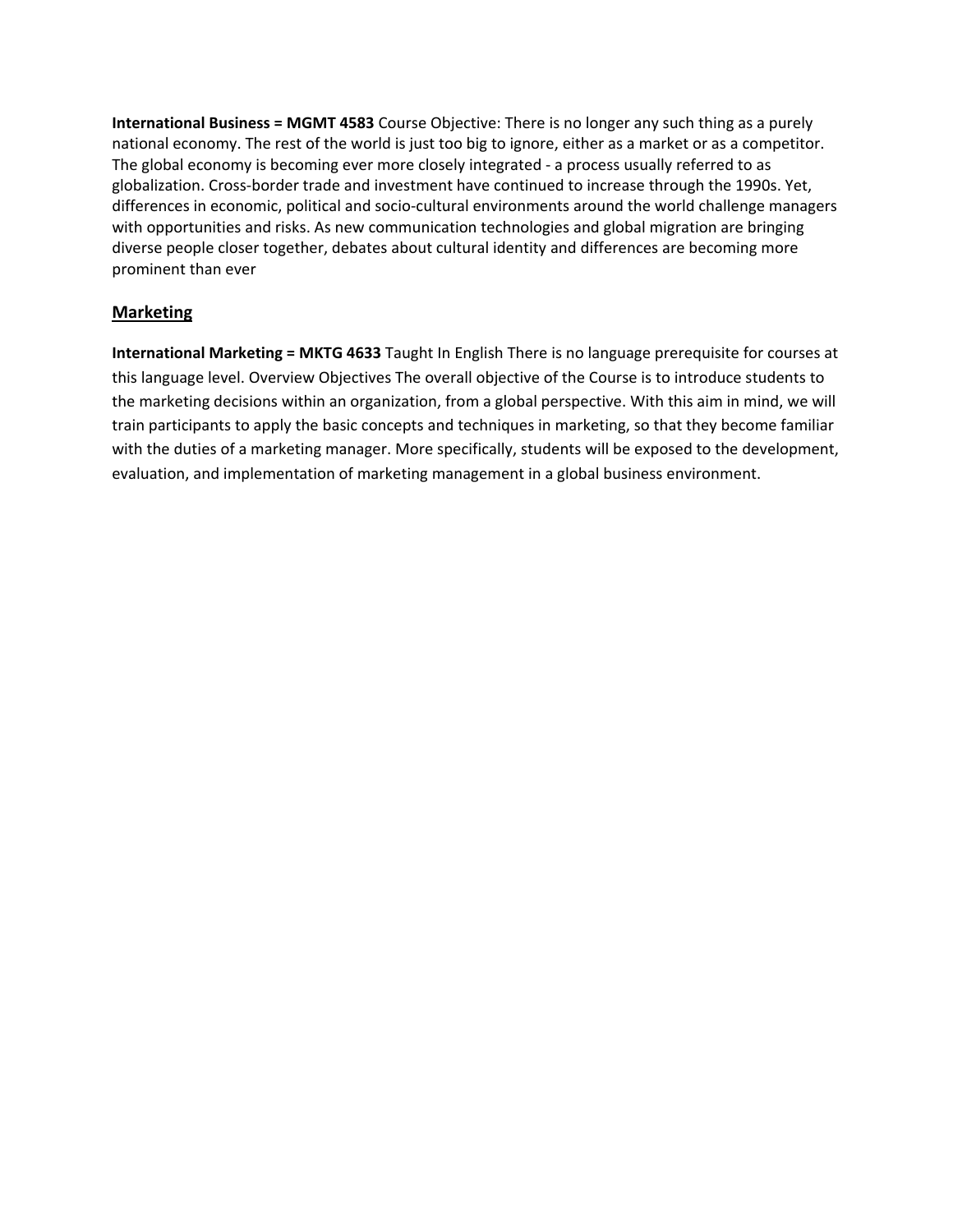**International Business = MGMT 4583** Course Objective: There is no longer any such thing as a purely national economy. The rest of the world is just too big to ignore, either as a market or as a competitor. The global economy is becoming ever more closely integrated - a process usually referred to as globalization. Cross-border trade and investment have continued to increase through the 1990s. Yet, differences in economic, political and socio-cultural environments around the world challenge managers with opportunities and risks. As new communication technologies and global migration are bringing diverse people closer together, debates about cultural identity and differences are becoming more prominent than ever

## Marketing

**International Marketing = MKTG 4633** Taught In English There is no language prerequisite for courses at this language level. Overview Objectives The overall objective of the Course is to introduce students to the marketing decisions within an organization, from a global perspective. With this aim in mind, we will train participants to apply the basic concepts and techniques in marketing, so that they become familiar with the duties of a marketing manager. More specifically, students will be exposed to the development, evaluation, and implementation of marketing management in a global business environment.